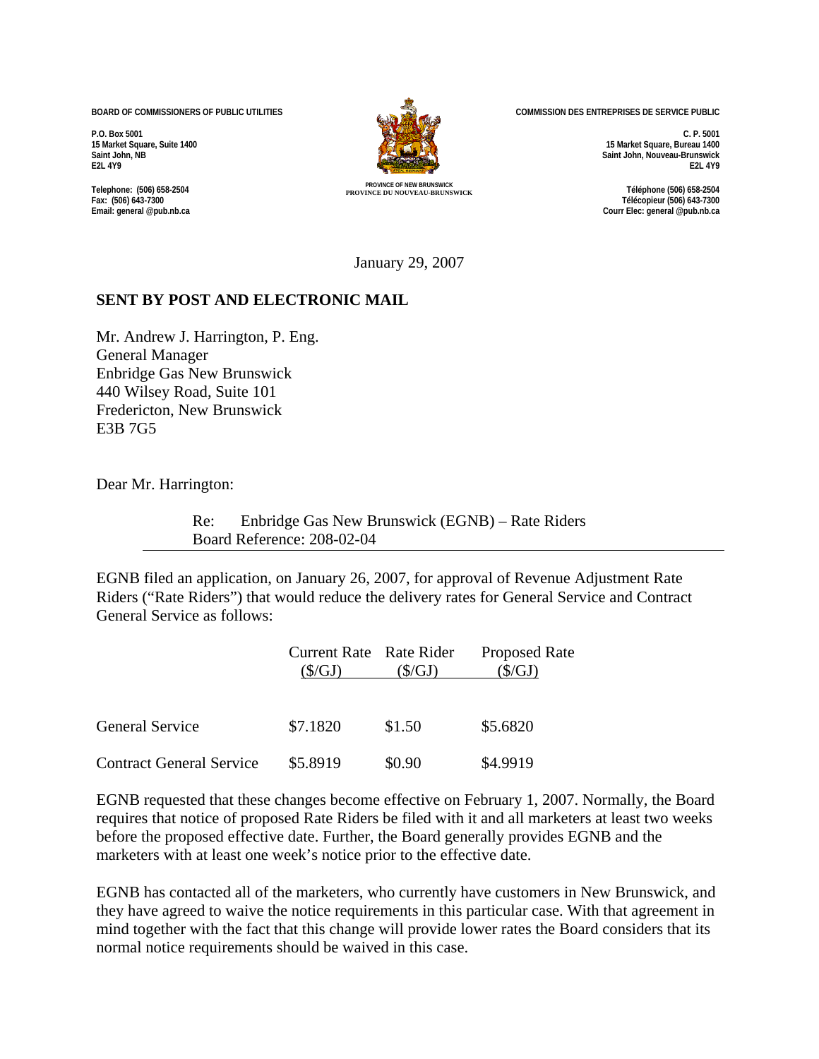BOARD OF COMMISSIONERS OF PUBLIC UTILITIES

P.O. Box 5001
15 Market Square, Suite 1400
Saint John, NB
E2L 4Y9

Telephone: (506) 658-2504
Fax: (506) 643-7300
Email: general @pub.nb.ca

PROVINCE OF NEW BRUNSWICK
PROVINCE DU NOUVEAU-BRUNSWICK

COMMISSION DES ENTREPRISES DE SERVICE PUBLIC

C. P. 5001
15 Market Square, Bureau 1400
Saint John, Nouveau-Brunswick
E2L 4Y9

Téléphone (506) 658-2504
Télécopieur (506) 643-7300
Courr Elec: general @pub.nb.ca

January 29, 2007

**SENT BY POST AND ELECTRONIC MAIL**

Mr. Andrew J. Harrington, P. Eng.
General Manager
Enbridge Gas New Brunswick
440 Wilsey Road, Suite 101
Fredericton, New Brunswick
E3B 7G5

Dear Mr. Harrington:

Re: Enbridge Gas New Brunswick (EGNB) – Rate Riders
Board Reference: 208-02-04

EGNB filed an application, on January 26, 2007, for approval of Revenue Adjustment Rate Riders ("Rate Riders") that would reduce the delivery rates for General Service and Contract General Service as follows:

| | Current Rate ($/GJ) | Rate Rider ($/GJ) | Proposed Rate ($/GJ) |
|---|---|---|---|
| General Service | $7.1820 | $1.50 | $5.6820 |
| Contract General Service | $5.8919 | $0.90 | $4.9919 |

EGNB requested that these changes become effective on February 1, 2007. Normally, the Board requires that notice of proposed Rate Riders be filed with it and all marketers at least two weeks before the proposed effective date. Further, the Board generally provides EGNB and the marketers with at least one week's notice prior to the effective date.

EGNB has contacted all of the marketers, who currently have customers in New Brunswick, and they have agreed to waive the notice requirements in this particular case. With that agreement in mind together with the fact that this change will provide lower rates the Board considers that its normal notice requirements should be waived in this case.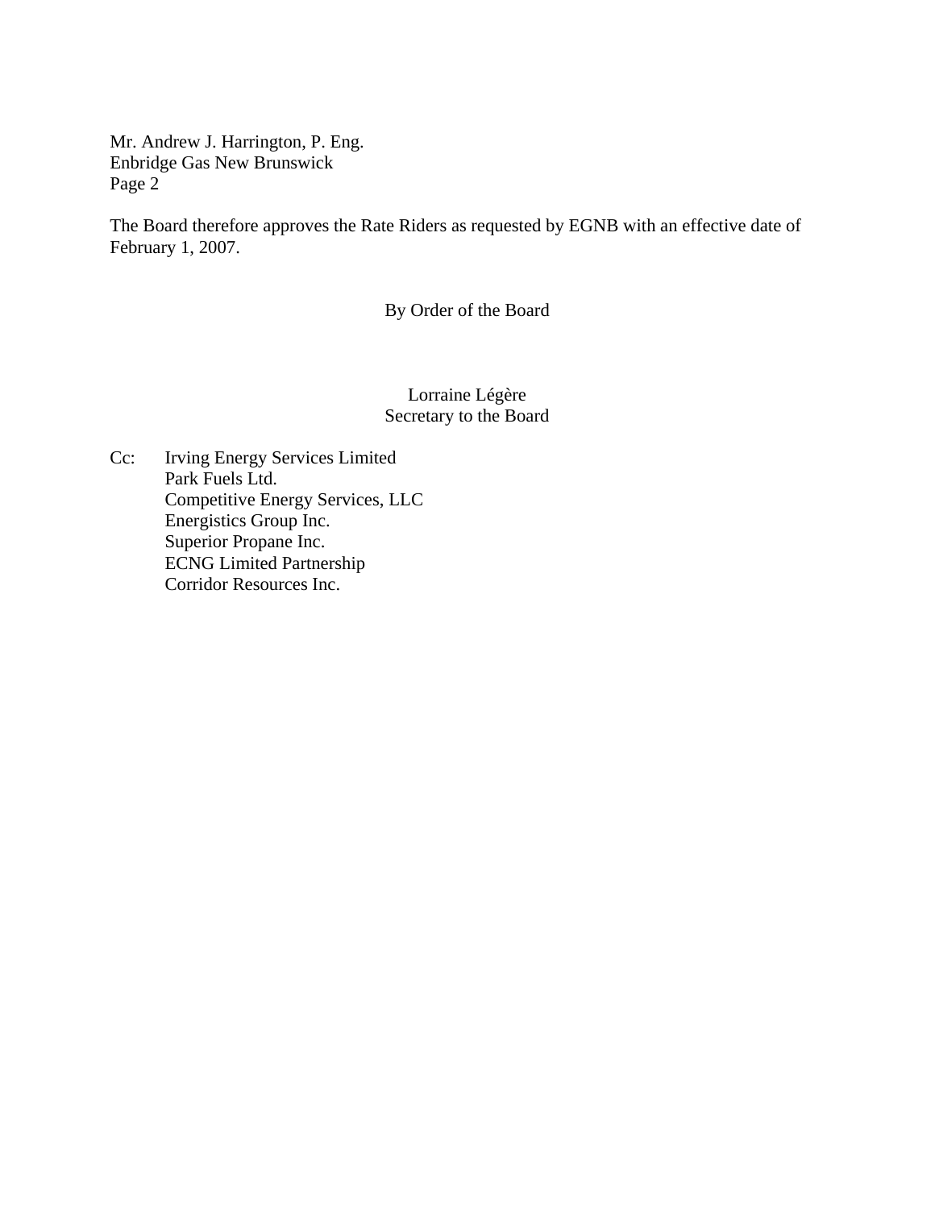Mr. Andrew J. Harrington, P. Eng.
Enbridge Gas New Brunswick
Page 2

The Board therefore approves the Rate Riders as requested by EGNB with an effective date of February 1, 2007.

By Order of the Board

Lorraine Légère
Secretary to the Board

Cc: Irving Energy Services Limited
Park Fuels Ltd.
Competitive Energy Services, LLC
Energistics Group Inc.
Superior Propane Inc.
ECNG Limited Partnership
Corridor Resources Inc.